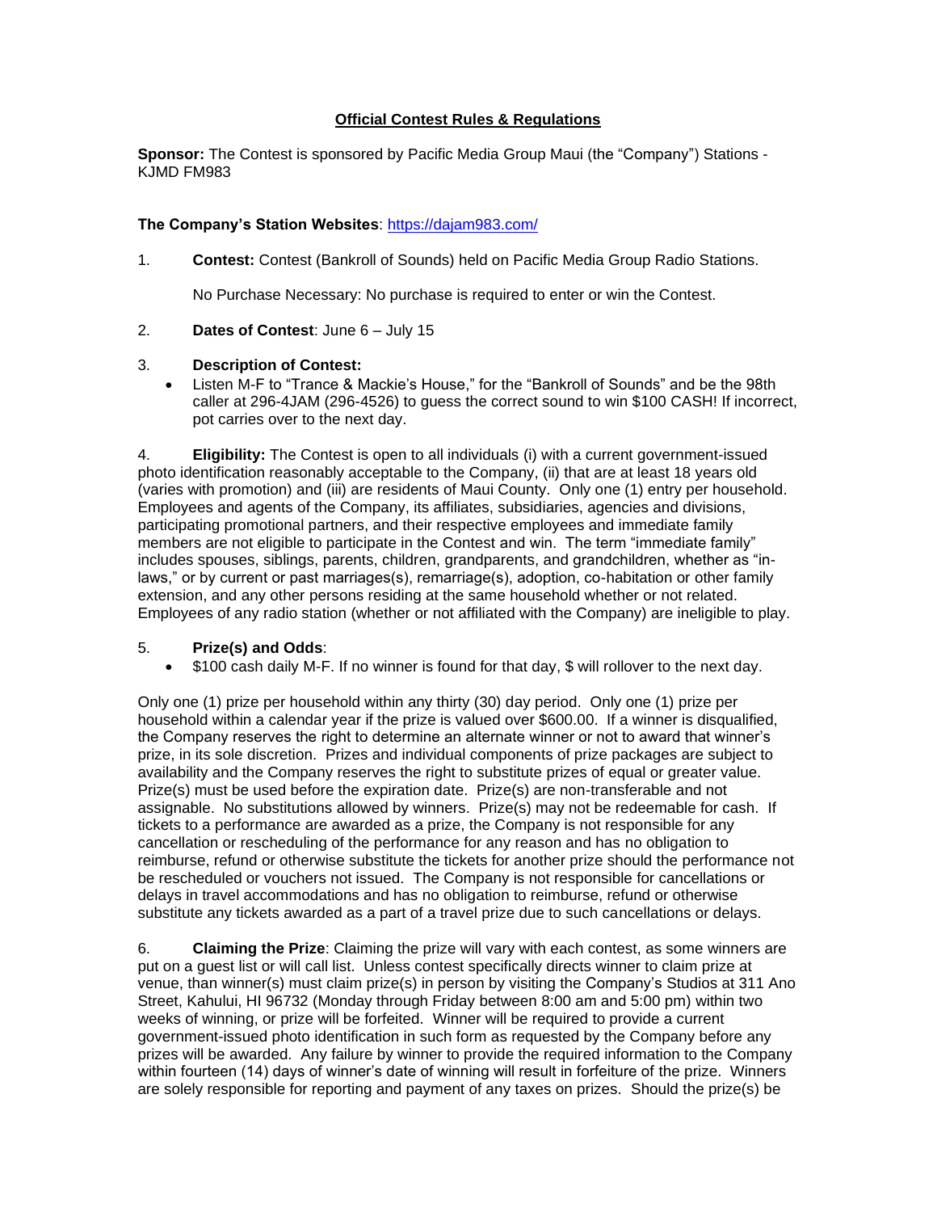# Official Contest Rules & Regulations

**Sponsor:** The Contest is sponsored by Pacific Media Group Maui (the "Company") Stations - KJMD FM983

**The Company's Station Websites**: https://dajam983.com/

1. **Contest:** Contest (Bankroll of Sounds) held on Pacific Media Group Radio Stations.

   No Purchase Necessary: No purchase is required to enter or win the Contest.

2. **Dates of Contest**: June 6 – July 15

3. **Description of Contest:**
   - Listen M-F to "Trance & Mackie's House," for the "Bankroll of Sounds" and be the 98th caller at 296-4JAM (296-4526) to guess the correct sound to win $100 CASH! If incorrect, pot carries over to the next day.

4. **Eligibility:** The Contest is open to all individuals (i) with a current government-issued photo identification reasonably acceptable to the Company, (ii) that are at least 18 years old (varies with promotion) and (iii) are residents of Maui County. Only one (1) entry per household. Employees and agents of the Company, its affiliates, subsidiaries, agencies and divisions, participating promotional partners, and their respective employees and immediate family members are not eligible to participate in the Contest and win. The term "immediate family" includes spouses, siblings, parents, children, grandparents, and grandchildren, whether as "in-laws," or by current or past marriages(s), remarriage(s), adoption, co-habitation or other family extension, and any other persons residing at the same household whether or not related. Employees of any radio station (whether or not affiliated with the Company) are ineligible to play.

5. **Prize(s) and Odds**:
   - $100 cash daily M-F. If no winner is found for that day, $ will rollover to the next day.

Only one (1) prize per household within any thirty (30) day period. Only one (1) prize per household within a calendar year if the prize is valued over $600.00. If a winner is disqualified, the Company reserves the right to determine an alternate winner or not to award that winner's prize, in its sole discretion. Prizes and individual components of prize packages are subject to availability and the Company reserves the right to substitute prizes of equal or greater value. Prize(s) must be used before the expiration date. Prize(s) are non-transferable and not assignable. No substitutions allowed by winners. Prize(s) may not be redeemable for cash. If tickets to a performance are awarded as a prize, the Company is not responsible for any cancellation or rescheduling of the performance for any reason and has no obligation to reimburse, refund or otherwise substitute the tickets for another prize should the performance not be rescheduled or vouchers not issued. The Company is not responsible for cancellations or delays in travel accommodations and has no obligation to reimburse, refund or otherwise substitute any tickets awarded as a part of a travel prize due to such cancellations or delays.

6. **Claiming the Prize**: Claiming the prize will vary with each contest, as some winners are put on a guest list or will call list. Unless contest specifically directs winner to claim prize at venue, than winner(s) must claim prize(s) in person by visiting the Company's Studios at 311 Ano Street, Kahului, HI 96732 (Monday through Friday between 8:00 am and 5:00 pm) within two weeks of winning, or prize will be forfeited. Winner will be required to provide a current government-issued photo identification in such form as requested by the Company before any prizes will be awarded. Any failure by winner to provide the required information to the Company within fourteen (14) days of winner's date of winning will result in forfeiture of the prize. Winners are solely responsible for reporting and payment of any taxes on prizes. Should the prize(s) be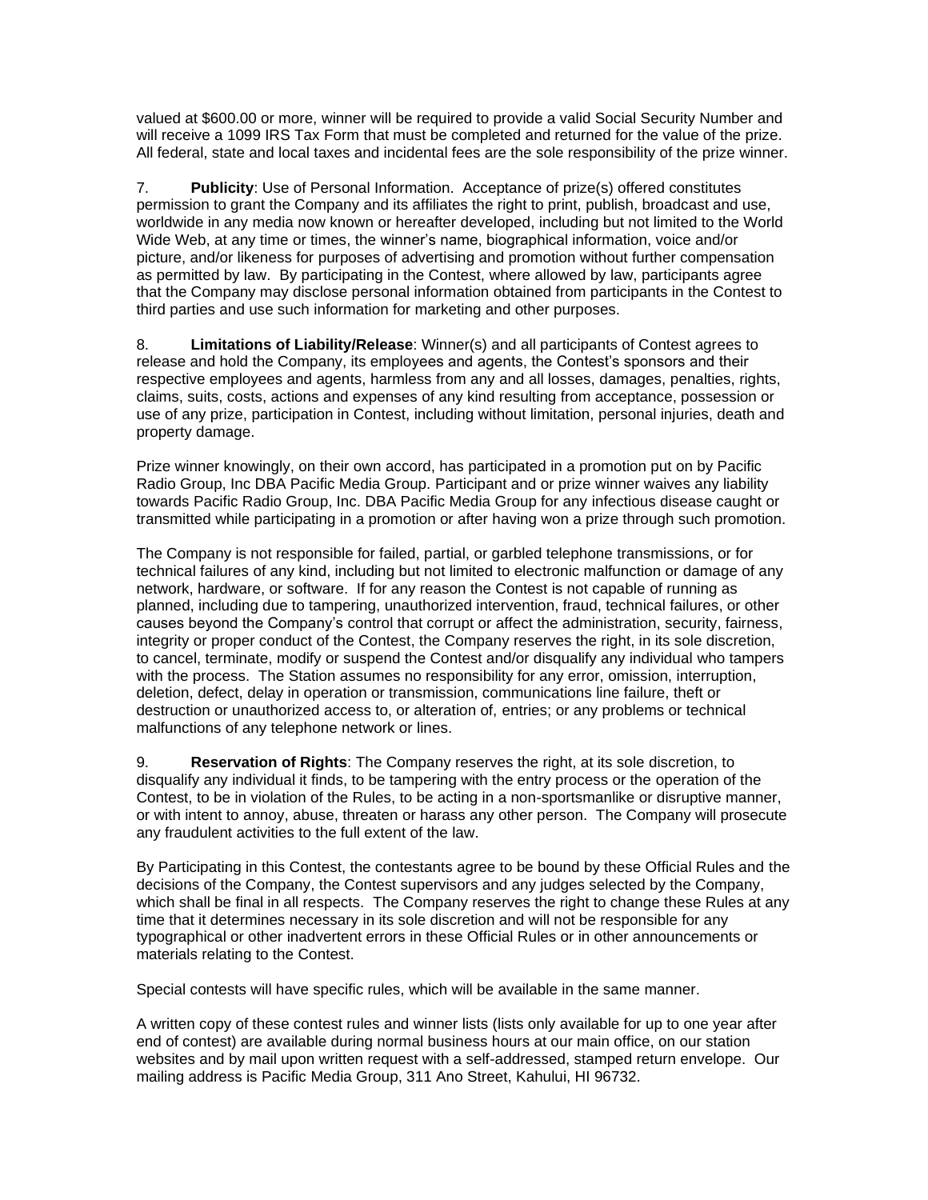valued at $600.00 or more, winner will be required to provide a valid Social Security Number and will receive a 1099 IRS Tax Form that must be completed and returned for the value of the prize. All federal, state and local taxes and incidental fees are the sole responsibility of the prize winner.

7. **Publicity**: Use of Personal Information. Acceptance of prize(s) offered constitutes permission to grant the Company and its affiliates the right to print, publish, broadcast and use, worldwide in any media now known or hereafter developed, including but not limited to the World Wide Web, at any time or times, the winner's name, biographical information, voice and/or picture, and/or likeness for purposes of advertising and promotion without further compensation as permitted by law. By participating in the Contest, where allowed by law, participants agree that the Company may disclose personal information obtained from participants in the Contest to third parties and use such information for marketing and other purposes.

8. **Limitations of Liability/Release**: Winner(s) and all participants of Contest agrees to release and hold the Company, its employees and agents, the Contest's sponsors and their respective employees and agents, harmless from any and all losses, damages, penalties, rights, claims, suits, costs, actions and expenses of any kind resulting from acceptance, possession or use of any prize, participation in Contest, including without limitation, personal injuries, death and property damage.

Prize winner knowingly, on their own accord, has participated in a promotion put on by Pacific Radio Group, Inc DBA Pacific Media Group. Participant and or prize winner waives any liability towards Pacific Radio Group, Inc. DBA Pacific Media Group for any infectious disease caught or transmitted while participating in a promotion or after having won a prize through such promotion.

The Company is not responsible for failed, partial, or garbled telephone transmissions, or for technical failures of any kind, including but not limited to electronic malfunction or damage of any network, hardware, or software. If for any reason the Contest is not capable of running as planned, including due to tampering, unauthorized intervention, fraud, technical failures, or other causes beyond the Company's control that corrupt or affect the administration, security, fairness, integrity or proper conduct of the Contest, the Company reserves the right, in its sole discretion, to cancel, terminate, modify or suspend the Contest and/or disqualify any individual who tampers with the process. The Station assumes no responsibility for any error, omission, interruption, deletion, defect, delay in operation or transmission, communications line failure, theft or destruction or unauthorized access to, or alteration of, entries; or any problems or technical malfunctions of any telephone network or lines.

9. **Reservation of Rights**: The Company reserves the right, at its sole discretion, to disqualify any individual it finds, to be tampering with the entry process or the operation of the Contest, to be in violation of the Rules, to be acting in a non-sportsmanlike or disruptive manner, or with intent to annoy, abuse, threaten or harass any other person. The Company will prosecute any fraudulent activities to the full extent of the law.

By Participating in this Contest, the contestants agree to be bound by these Official Rules and the decisions of the Company, the Contest supervisors and any judges selected by the Company, which shall be final in all respects. The Company reserves the right to change these Rules at any time that it determines necessary in its sole discretion and will not be responsible for any typographical or other inadvertent errors in these Official Rules or in other announcements or materials relating to the Contest.

Special contests will have specific rules, which will be available in the same manner.

A written copy of these contest rules and winner lists (lists only available for up to one year after end of contest) are available during normal business hours at our main office, on our station websites and by mail upon written request with a self-addressed, stamped return envelope. Our mailing address is Pacific Media Group, 311 Ano Street, Kahului, HI 96732.